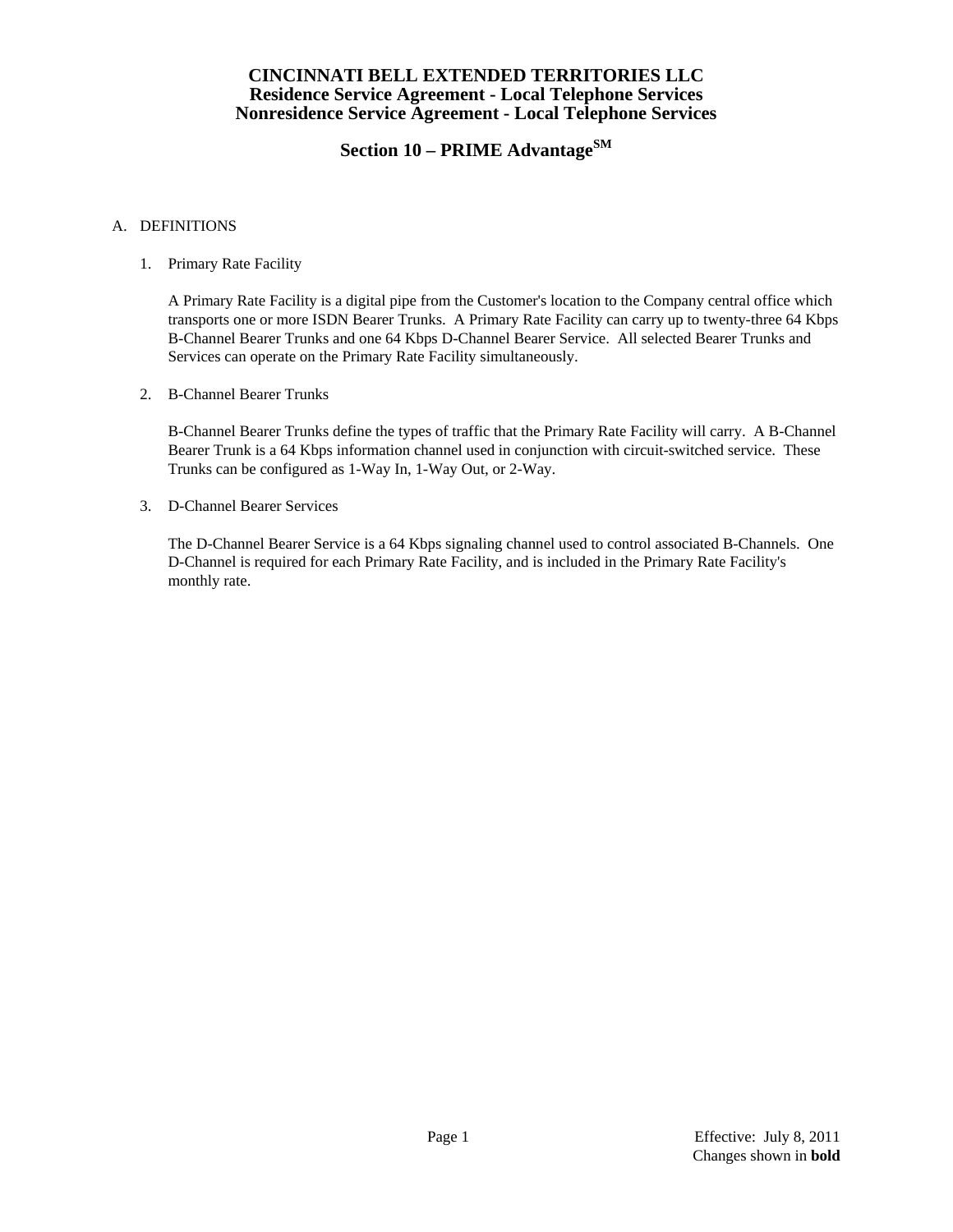# CINCINNATI BELL EXTENDED TERRITORIES LLC
# Residence Service Agreement - Local Telephone Services
# Nonresidence Service Agreement - Local Telephone Services

## Section 10 – PRIME Advantage[SM]

A. DEFINITIONS

1. Primary Rate Facility

   A Primary Rate Facility is a digital pipe from the Customer's location to the Company central office which transports one or more ISDN Bearer Trunks. A Primary Rate Facility can carry up to twenty-three 64 Kbps B-Channel Bearer Trunks and one 64 Kbps D-Channel Bearer Service. All selected Bearer Trunks and Services can operate on the Primary Rate Facility simultaneously.

2. B-Channel Bearer Trunks

   B-Channel Bearer Trunks define the types of traffic that the Primary Rate Facility will carry. A B-Channel Bearer Trunk is a 64 Kbps information channel used in conjunction with circuit-switched service. These Trunks can be configured as 1-Way In, 1-Way Out, or 2-Way.

3. D-Channel Bearer Services

   The D-Channel Bearer Service is a 64 Kbps signaling channel used to control associated B-Channels. One D-Channel is required for each Primary Rate Facility, and is included in the Primary Rate Facility's monthly rate.

Effective: July 8, 2011
Changes shown in **bold**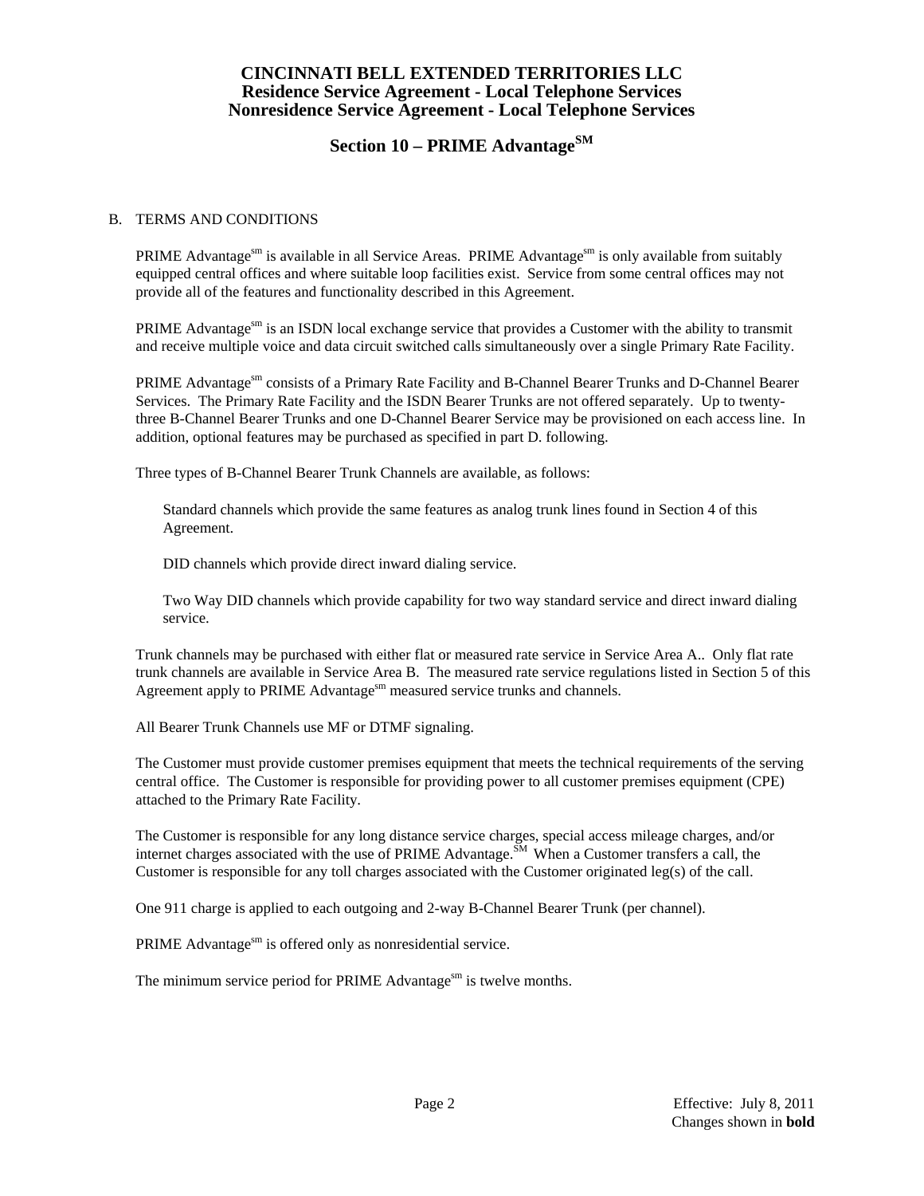# CINCINNATI BELL EXTENDED TERRITORIES LLC
## Residence Service Agreement - Local Telephone Services
## Nonresidence Service Agreement - Local Telephone Services

## Section 10 – PRIME Advantage[SM]

B. TERMS AND CONDITIONS

PRIME Advantage[sm] is available in all Service Areas. PRIME Advantage[sm] is only available from suitably equipped central offices and where suitable loop facilities exist. Service from some central offices may not provide all of the features and functionality described in this Agreement.

PRIME Advantage[sm] is an ISDN local exchange service that provides a Customer with the ability to transmit and receive multiple voice and data circuit switched calls simultaneously over a single Primary Rate Facility.

PRIME Advantage[sm] consists of a Primary Rate Facility and B-Channel Bearer Trunks and D-Channel Bearer Services. The Primary Rate Facility and the ISDN Bearer Trunks are not offered separately. Up to twenty-three B-Channel Bearer Trunks and one D-Channel Bearer Service may be provisioned on each access line. In addition, optional features may be purchased as specified in part D. following.

Three types of B-Channel Bearer Trunk Channels are available, as follows:

Standard channels which provide the same features as analog trunk lines found in Section 4 of this Agreement.

DID channels which provide direct inward dialing service.

Two Way DID channels which provide capability for two way standard service and direct inward dialing service.

Trunk channels may be purchased with either flat or measured rate service in Service Area A.. Only flat rate trunk channels are available in Service Area B. The measured rate service regulations listed in Section 5 of this Agreement apply to PRIME Advantage[sm] measured service trunks and channels.

All Bearer Trunk Channels use MF or DTMF signaling.

The Customer must provide customer premises equipment that meets the technical requirements of the serving central office. The Customer is responsible for providing power to all customer premises equipment (CPE) attached to the Primary Rate Facility.

The Customer is responsible for any long distance service charges, special access mileage charges, and/or internet charges associated with the use of PRIME Advantage.[SM] When a Customer transfers a call, the Customer is responsible for any toll charges associated with the Customer originated leg(s) of the call.

One 911 charge is applied to each outgoing and 2-way B-Channel Bearer Trunk (per channel).

PRIME Advantage[sm] is offered only as nonresidential service.

The minimum service period for PRIME Advantage[sm] is twelve months.

Effective: July 8, 2011
Changes shown in **bold**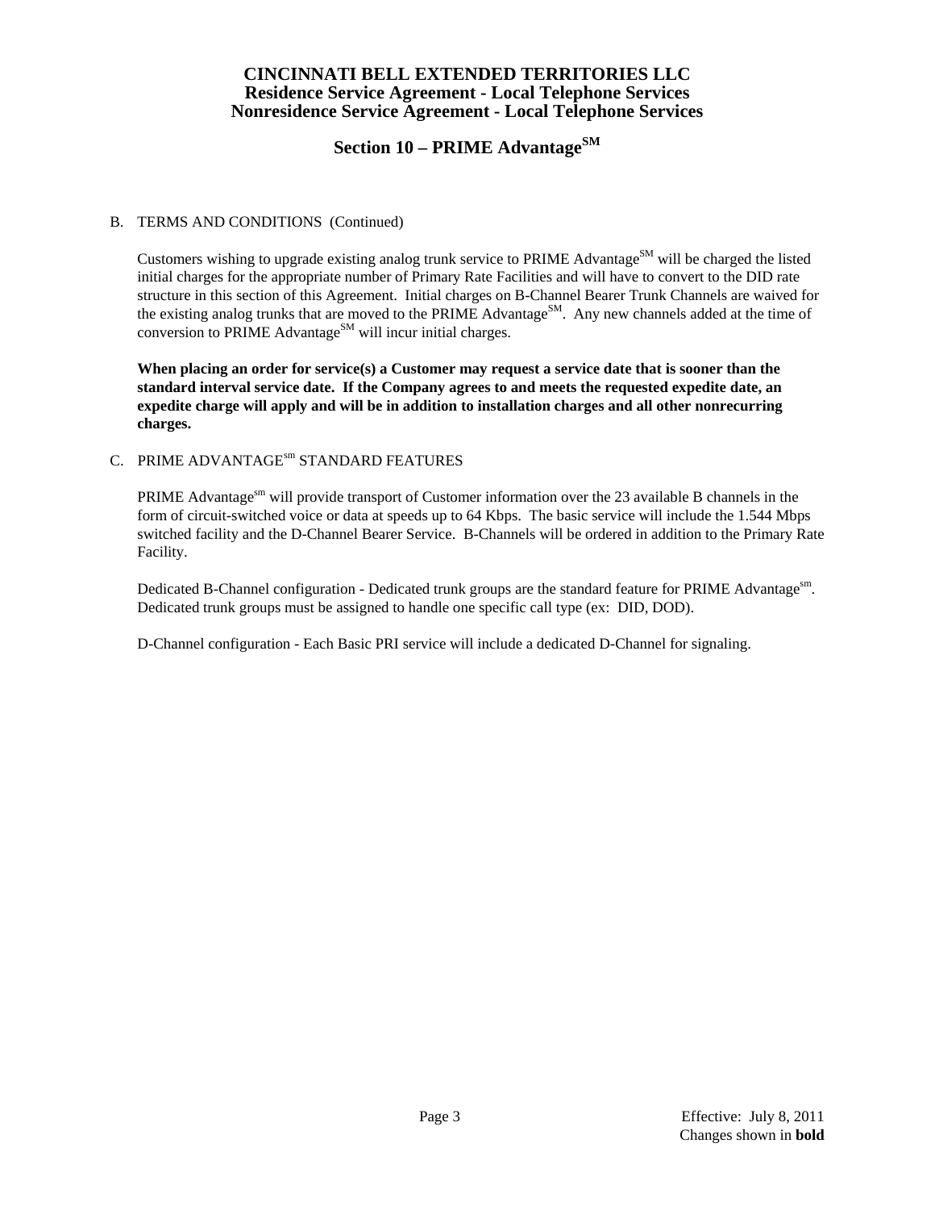# CINCINNATI BELL EXTENDED TERRITORIES LLC
## Residence Service Agreement - Local Telephone Services
## Nonresidence Service Agreement - Local Telephone Services

## Section 10 – PRIME Advantage[SM]

B. TERMS AND CONDITIONS (Continued)

Customers wishing to upgrade existing analog trunk service to PRIME Advantage[SM] will be charged the listed initial charges for the appropriate number of Primary Rate Facilities and will have to convert to the DID rate structure in this section of this Agreement. Initial charges on B-Channel Bearer Trunk Channels are waived for the existing analog trunks that are moved to the PRIME Advantage[SM]. Any new channels added at the time of conversion to PRIME Advantage[SM] will incur initial charges.

**When placing an order for service(s) a Customer may request a service date that is sooner than the standard interval service date. If the Company agrees to and meets the requested expedite date, an expedite charge will apply and will be in addition to installation charges and all other nonrecurring charges.**

C. PRIME ADVANTAGE[sm] STANDARD FEATURES

PRIME Advantage[sm] will provide transport of Customer information over the 23 available B channels in the form of circuit-switched voice or data at speeds up to 64 Kbps. The basic service will include the 1.544 Mbps switched facility and the D-Channel Bearer Service. B-Channels will be ordered in addition to the Primary Rate Facility.

Dedicated B-Channel configuration - Dedicated trunk groups are the standard feature for PRIME Advantage[sm]. Dedicated trunk groups must be assigned to handle one specific call type (ex: DID, DOD).

D-Channel configuration - Each Basic PRI service will include a dedicated D-Channel for signaling.

Effective: July 8, 2011
Changes shown in **bold**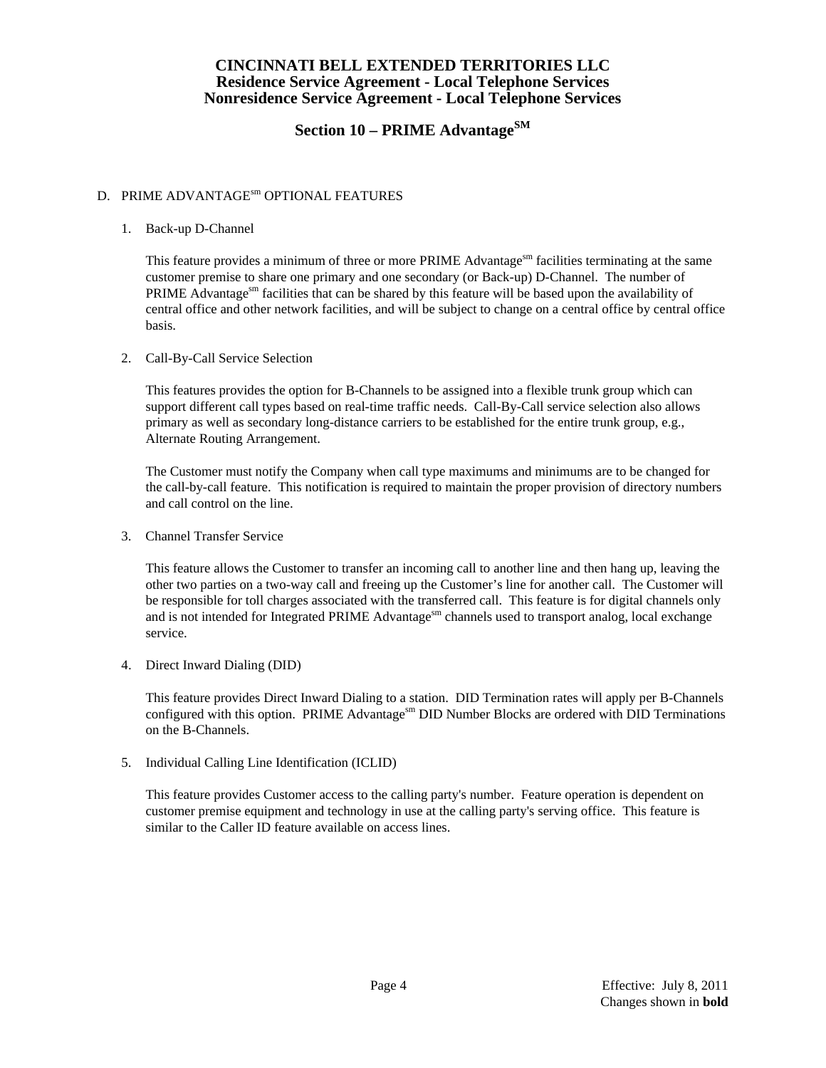# CINCINNATI BELL EXTENDED TERRITORIES LLC
## Residence Service Agreement - Local Telephone Services
## Nonresidence Service Agreement - Local Telephone Services

## Section 10 – PRIME Advantage[SM]

D. PRIME ADVANTAGE[sm] OPTIONAL FEATURES

1. Back-up D-Channel

   This feature provides a minimum of three or more PRIME Advantage[sm] facilities terminating at the same customer premise to share one primary and one secondary (or Back-up) D-Channel. The number of PRIME Advantage[sm] facilities that can be shared by this feature will be based upon the availability of central office and other network facilities, and will be subject to change on a central office by central office basis.

2. Call-By-Call Service Selection

   This features provides the option for B-Channels to be assigned into a flexible trunk group which can support different call types based on real-time traffic needs. Call-By-Call service selection also allows primary as well as secondary long-distance carriers to be established for the entire trunk group, e.g., Alternate Routing Arrangement.

   The Customer must notify the Company when call type maximums and minimums are to be changed for the call-by-call feature. This notification is required to maintain the proper provision of directory numbers and call control on the line.

3. Channel Transfer Service

   This feature allows the Customer to transfer an incoming call to another line and then hang up, leaving the other two parties on a two-way call and freeing up the Customer's line for another call. The Customer will be responsible for toll charges associated with the transferred call. This feature is for digital channels only and is not intended for Integrated PRIME Advantage[sm] channels used to transport analog, local exchange service.

4. Direct Inward Dialing (DID)

   This feature provides Direct Inward Dialing to a station. DID Termination rates will apply per B-Channels configured with this option. PRIME Advantage[sm] DID Number Blocks are ordered with DID Terminations on the B-Channels.

5. Individual Calling Line Identification (ICLID)

   This feature provides Customer access to the calling party's number. Feature operation is dependent on customer premise equipment and technology in use at the calling party's serving office. This feature is similar to the Caller ID feature available on access lines.

Effective: July 8, 2011
Changes shown in **bold**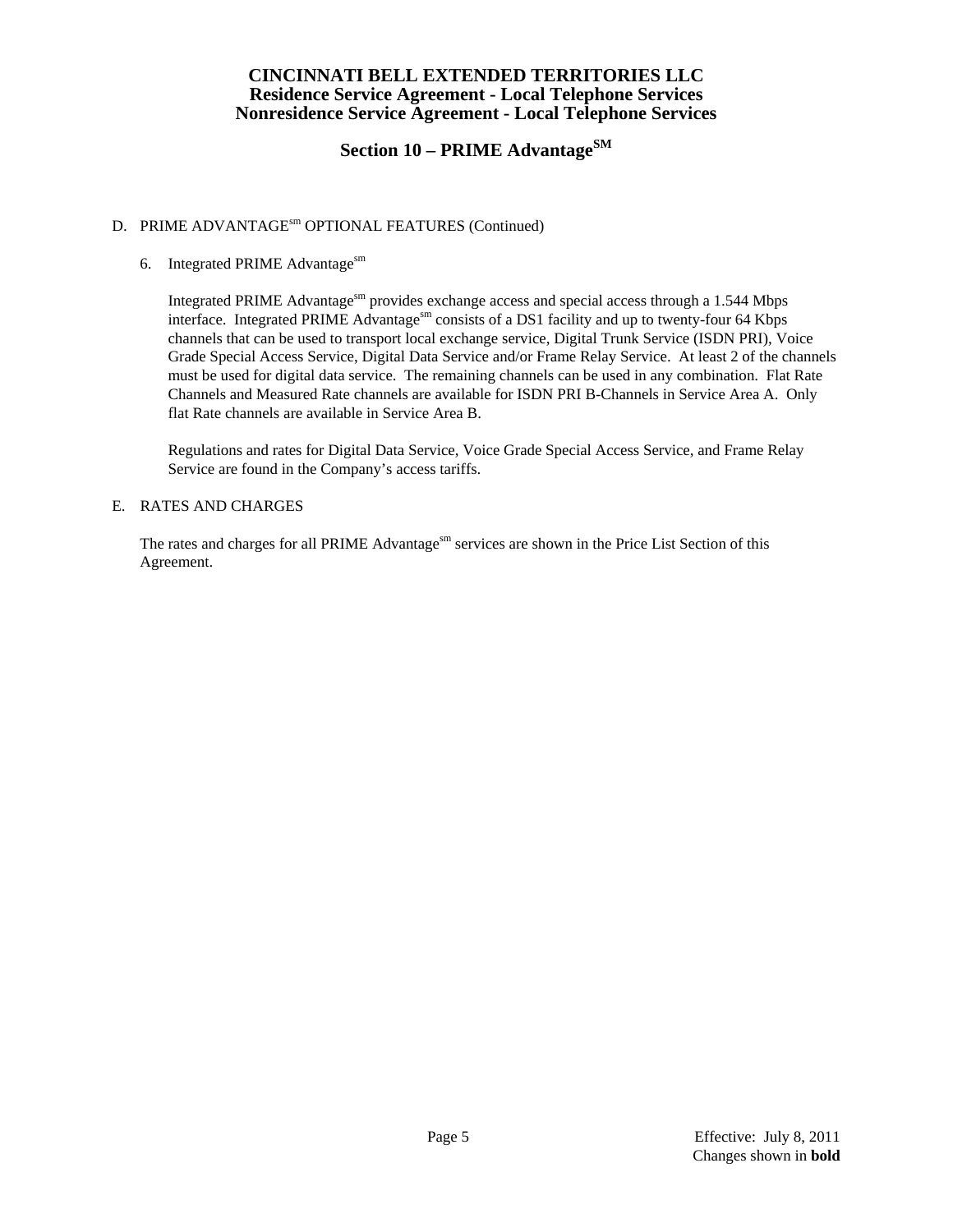# CINCINNATI BELL EXTENDED TERRITORIES LLC
## Residence Service Agreement - Local Telephone Services
## Nonresidence Service Agreement - Local Telephone Services

## Section 10 – PRIME Advantage[SM]

D. PRIME ADVANTAGE[sm] OPTIONAL FEATURES (Continued)

6. Integrated PRIME Advantage[sm]

   Integrated PRIME Advantage[sm] provides exchange access and special access through a 1.544 Mbps interface. Integrated PRIME Advantage[sm] consists of a DS1 facility and up to twenty-four 64 Kbps channels that can be used to transport local exchange service, Digital Trunk Service (ISDN PRI), Voice Grade Special Access Service, Digital Data Service and/or Frame Relay Service. At least 2 of the channels must be used for digital data service. The remaining channels can be used in any combination. Flat Rate Channels and Measured Rate channels are available for ISDN PRI B-Channels in Service Area A. Only flat Rate channels are available in Service Area B.

   Regulations and rates for Digital Data Service, Voice Grade Special Access Service, and Frame Relay Service are found in the Company's access tariffs.

E. RATES AND CHARGES

The rates and charges for all PRIME Advantage[sm] services are shown in the Price List Section of this Agreement.

Effective: July 8, 2011
Changes shown in **bold**